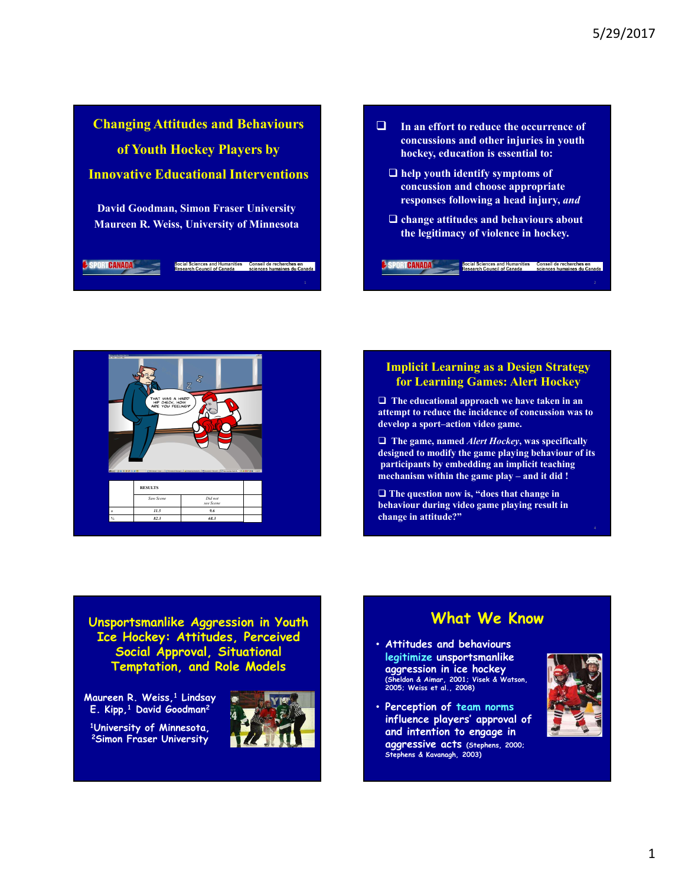## Changing Attitudes and Behaviours of Youth Hockey Players by Innovative Educational Interventions

David Goodman, Simon Fraser University
Maureen R. Weiss, University of Minnesota

SPORT CANADA | Social Sciences and Humanities Research Council of Canada | Conseil de recherches en sciences humaines du Canada

---

- In an effort to reduce the occurrence of concussions and other injuries in youth hockey, education is essential to:
  - help youth identify symptoms of concussion and choose appropriate responses following a head injury, *and*
  - change attitudes and behaviours about the legitimacy of violence in hockey.

SPORT CANADA | Social Sciences and Humanities Research Council of Canada | Conseil de recherches en sciences humaines du Canada

---

THAT WAS A HARD HIP CHECK. HOW ARE YOU FEELING?

| | RESULTS | |
|---|---|---|
| | Saw Scene | Did not see Scene |
| n | 11.5 | 9.6 |
| % | 82.3 | 68.3 |

---

## Implicit Learning as a Design Strategy for Learning Games: Alert Hockey

- The educational approach we have taken in an attempt to reduce the incidence of concussion was to develop a sport–action video game.
- The game, named *Alert Hockey*, was specifically designed to modify the game playing behaviour of its participants by embedding an implicit teaching mechanism within the game play – and it did !
- The question now is, "does that change in behaviour during video game playing result in change in attitude?"

---

## Unsportsmanlike Aggression in Youth Ice Hockey: Attitudes, Perceived Social Approval, Situational Temptation, and Role Models

Maureen R. Weiss,[1] Lindsay E. Kipp,[1] David Goodman[2]

[1]University of Minnesota,
[2]Simon Fraser University

---

## What We Know

- Attitudes and behaviours legitimize unsportsmanlike aggression in ice hockey (Sheldon & Aimar, 2001; Visek & Watson, 2005; Weiss et al., 2008)
- Perception of team norms influence players' approval of and intention to engage in aggressive acts (Stephens, 2000; Stephens & Kavanagh, 2003)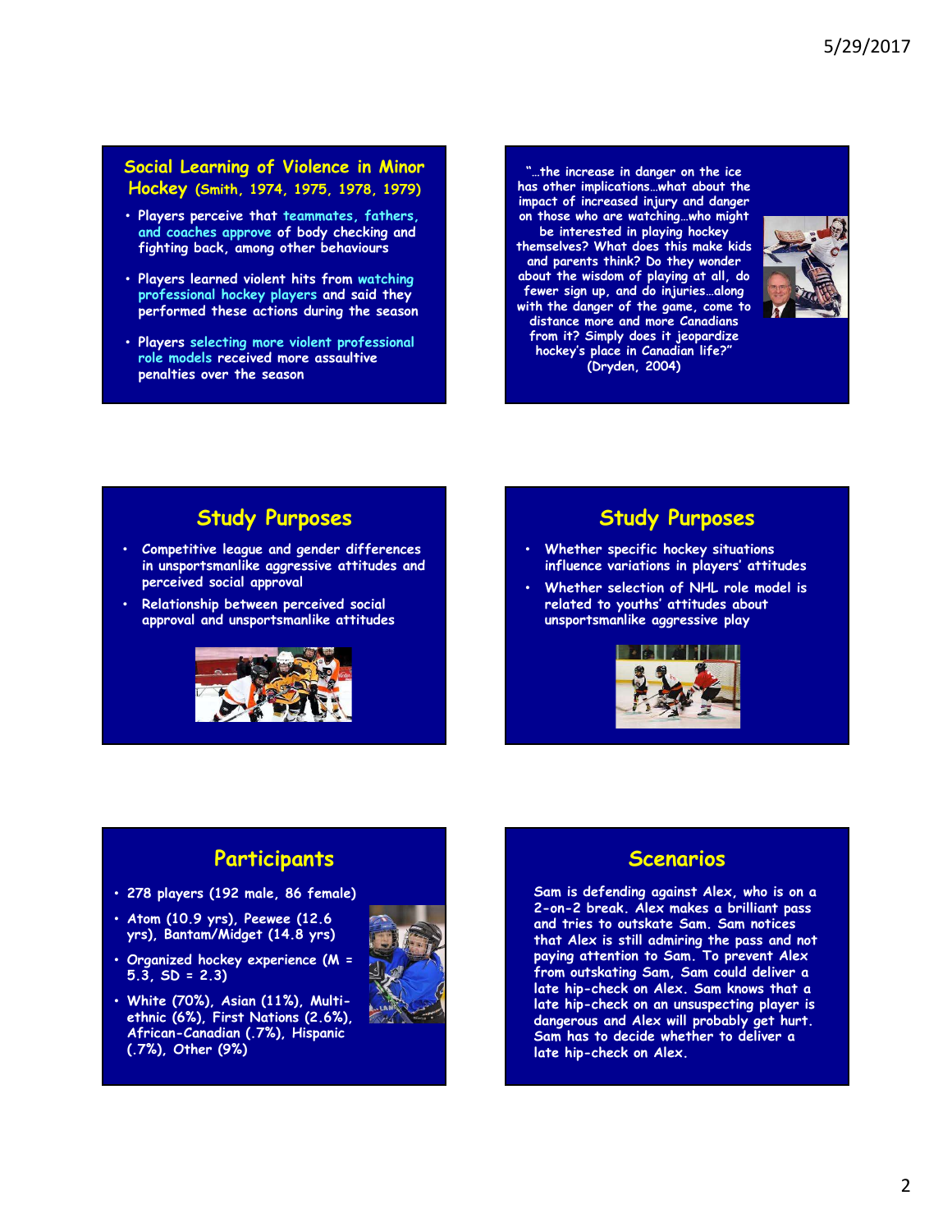## Social Learning of Violence in Minor Hockey (Smith, 1974, 1975, 1978, 1979)

- Players perceive that teammates, fathers, and coaches approve of body checking and fighting back, among other behaviours
- Players learned violent hits from watching professional hockey players and said they performed these actions during the season
- Players selecting more violent professional role models received more assaultive penalties over the season

"…the increase in danger on the ice has other implications…what about the impact of increased injury and danger on those who are watching…who might be interested in playing hockey themselves? What does this make kids and parents think? Do they wonder about the wisdom of playing at all, do fewer sign up, and do injuries…along with the danger of the game, come to distance more and more Canadians from it? Simply does it jeopardize hockey's place in Canadian life?" (Dryden, 2004)

## Study Purposes

- Competitive league and gender differences in unsportsmanlike aggressive attitudes and perceived social approval
- Relationship between perceived social approval and unsportsmanlike attitudes

## Study Purposes

- Whether specific hockey situations influence variations in players' attitudes
- Whether selection of NHL role model is related to youths' attitudes about unsportsmanlike aggressive play

## Participants

- 278 players (192 male, 86 female)
- Atom (10.9 yrs), Peewee (12.6 yrs), Bantam/Midget (14.8 yrs)
- Organized hockey experience ($M$ = 5.3, $SD$ = 2.3)
- White (70%), Asian (11%), Multi-ethnic (6%), First Nations (2.6%), African-Canadian (.7%), Hispanic (.7%), Other (9%)

## Scenarios

Sam is defending against Alex, who is on a 2-on-2 break. Alex makes a brilliant pass and tries to outskate Sam. Sam notices that Alex is still admiring the pass and not paying attention to Sam. To prevent Alex from outskating Sam, Sam could deliver a late hip-check on Alex. Sam knows that a late hip-check on an unsuspecting player is dangerous and Alex will probably get hurt. Sam has to decide whether to deliver a late hip-check on Alex.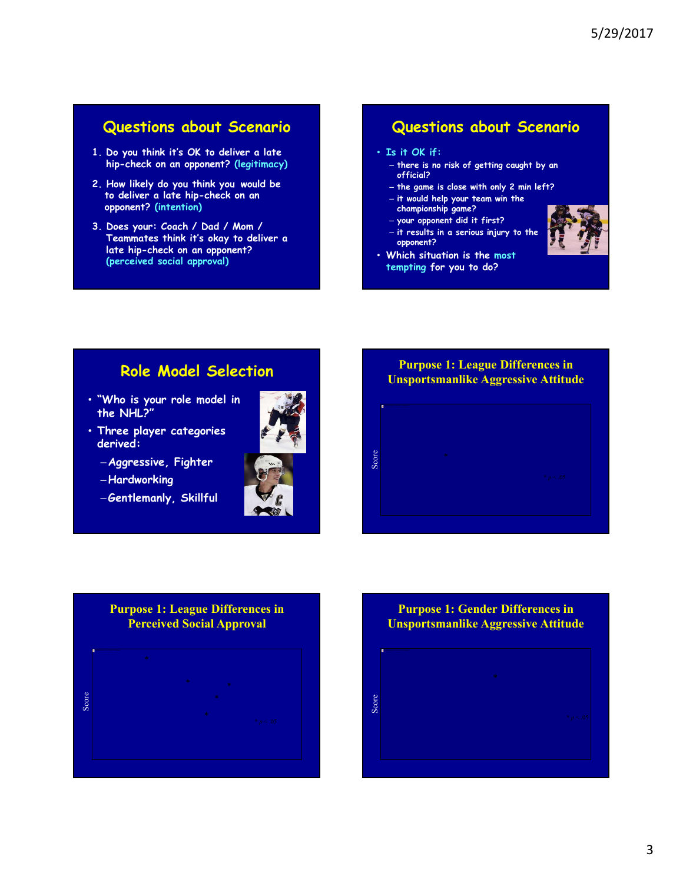## Questions about Scenario

1. Do you think it's OK to deliver a late hip-check on an opponent? (legitimacy)
2. How likely do you think you would be to deliver a late hip-check on an opponent? (intention)
3. Does your: Coach / Dad / Mom / Teammates think it's okay to deliver a late hip-check on an opponent? (perceived social approval)

## Questions about Scenario

- Is it OK if:
  - there is no risk of getting caught by an official?
  - the game is close with only 2 min left?
  - it would help your team win the championship game?
  - your opponent did it first?
  - it results in a serious injury to the opponent?
- Which situation is the most tempting for you to do?

## Role Model Selection

- "Who is your role model in the NHL?"
- Three player categories derived:
  - Aggressive, Fighter
  - Hardworking
  - Gentlemanly, Skillful

## Purpose 1: League Differences in Unsportsmanlike Aggressive Attitude

Score

## Purpose 1: League Differences in Perceived Social Approval

Score

## Purpose 1: Gender Differences in Unsportsmanlike Aggressive Attitude

Score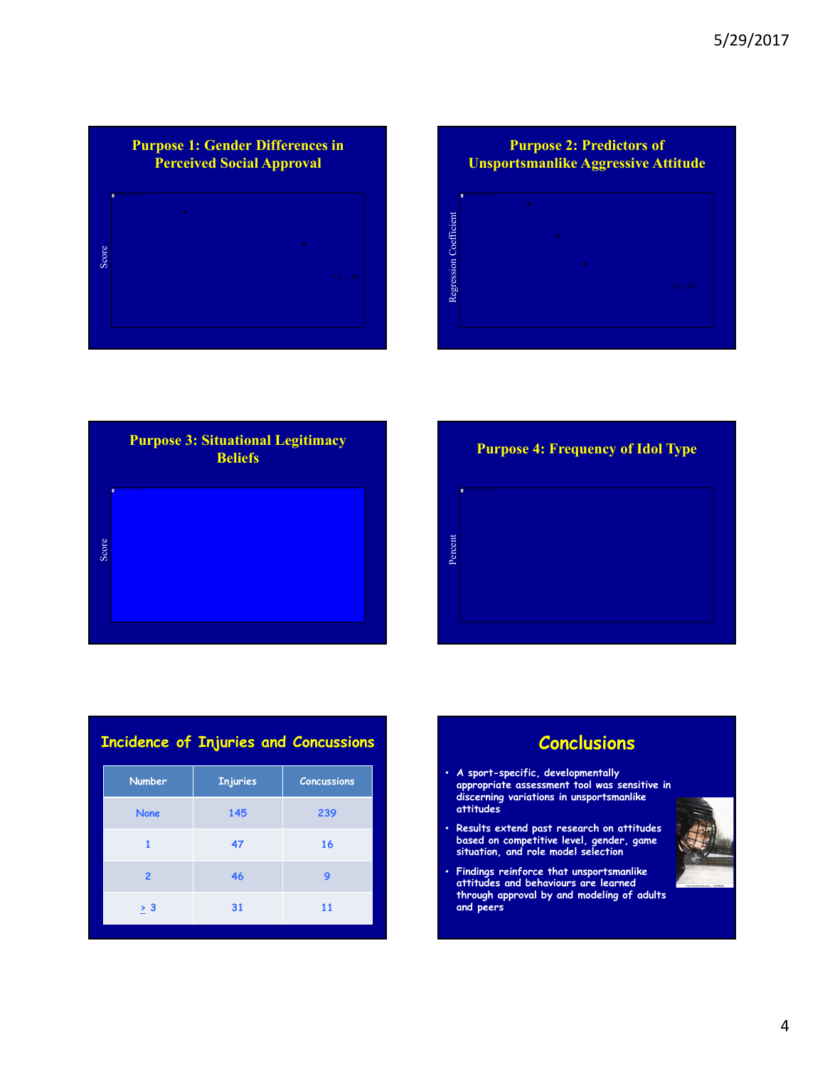## Purpose 1: Gender Differences in Perceived Social Approval

Score

## Purpose 2: Predictors of Unsportsmanlike Aggressive Attitude

Regression Coefficient

## Purpose 3: Situational Legitimacy Beliefs

Score

## Purpose 4: Frequency of Idol Type

Percent

## Incidence of Injuries and Concussions

| Number | Injuries | Concussions |
| --- | --- | --- |
| None | 145 | 239 |
| 1 | 47 | 16 |
| 2 | 46 | 9 |
| $\geq$ 3 | 31 | 11 |

## Conclusions

- A sport-specific, developmentally appropriate assessment tool was sensitive in discerning variations in unsportsmanlike attitudes
- Results extend past research on attitudes based on competitive level, gender, game situation, and role model selection
- Findings reinforce that unsportsmanlike attitudes and behaviours are learned through approval by and modeling of adults and peers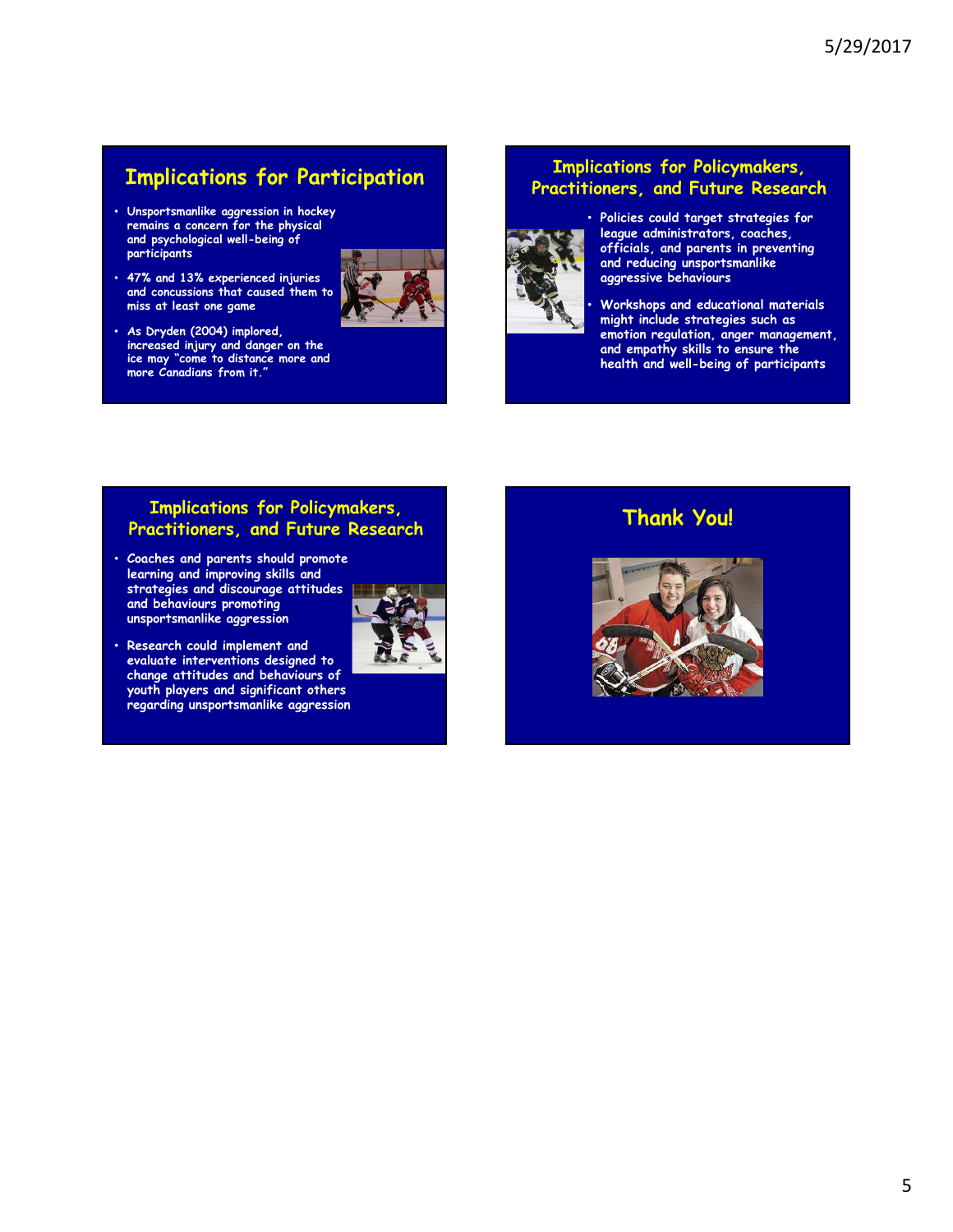## Implications for Participation

- Unsportsmanlike aggression in hockey remains a concern for the physical and psychological well-being of participants
- 47% and 13% experienced injuries and concussions that caused them to miss at least one game
- As Dryden (2004) implored, increased injury and danger on the ice may "come to distance more and more Canadians from it."

## Implications for Policymakers, Practitioners, and Future Research

- Policies could target strategies for league administrators, coaches, officials, and parents in preventing and reducing unsportsmanlike aggressive behaviours
- Workshops and educational materials might include strategies such as emotion regulation, anger management, and empathy skills to ensure the health and well-being of participants

## Implications for Policymakers, Practitioners, and Future Research

- Coaches and parents should promote learning and improving skills and strategies and discourage attitudes and behaviours promoting unsportsmanlike aggression
- Research could implement and evaluate interventions designed to change attitudes and behaviours of youth players and significant others regarding unsportsmanlike aggression

## Thank You!